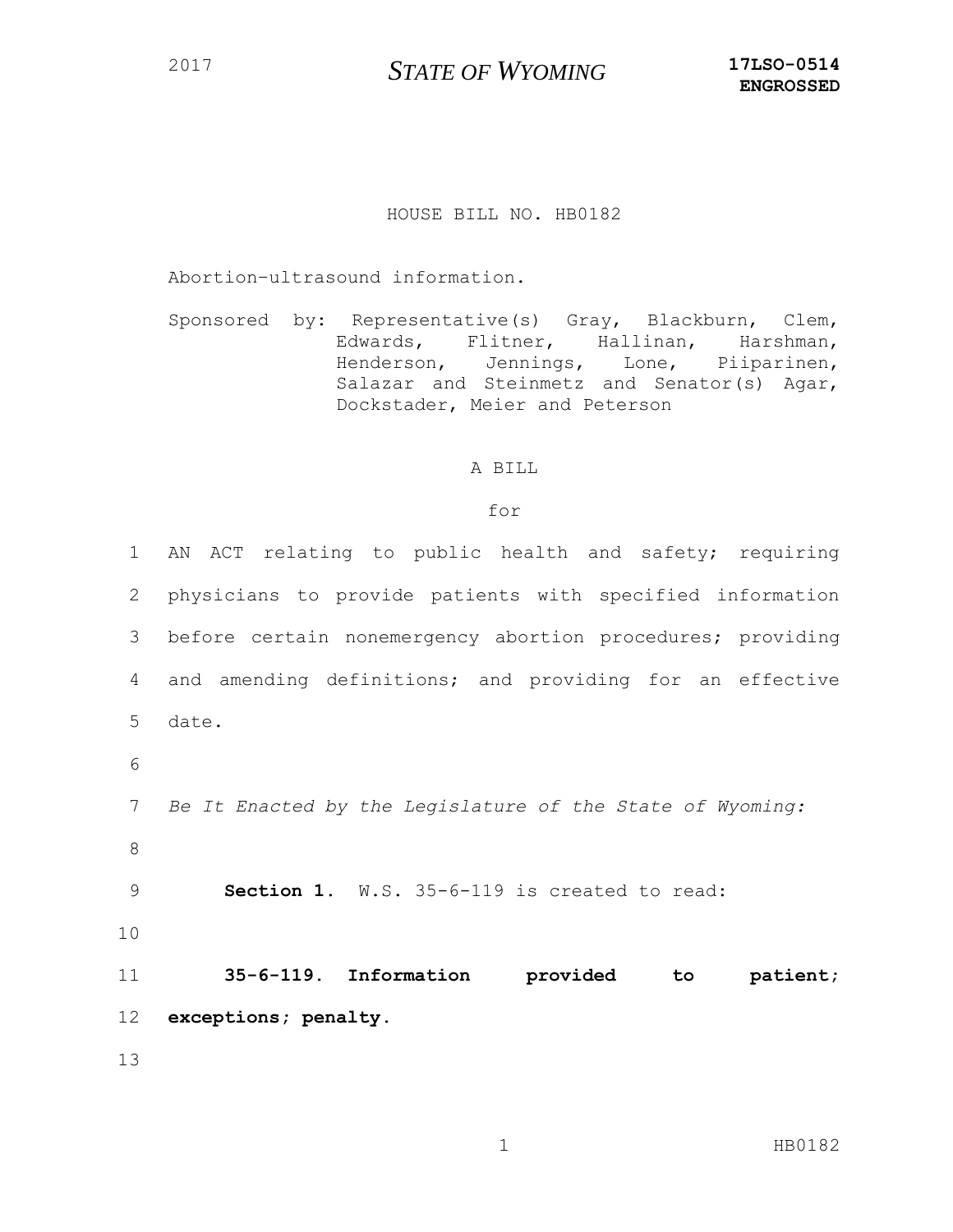2017 **STATE OF WYOMING** **17LSO-0514 ENGROSSED**

HOUSE BILL NO. HB0182

Abortion-ultrasound information.

Sponsored by: Representative(s) Gray, Blackburn, Clem, Edwards, Flitner, Hallinan, Harshman, Henderson, Jennings, Lone, Piiparinen, Salazar and Steinmetz and Senator(s) Agar, Dockstader, Meier and Peterson

A BILL

for

1 AN ACT relating to public health and safety; requiring
2 physicians to provide patients with specified information
3 before certain nonemergency abortion procedures; providing
4 and amending definitions; and providing for an effective
5 date.

6

7 *Be It Enacted by the Legislature of the State of Wyoming:*

8

9 **Section 1.** W.S. 35-6-119 is created to read:

10

11 **35-6-119. Information provided to patient;**
12 **exceptions; penalty.**

13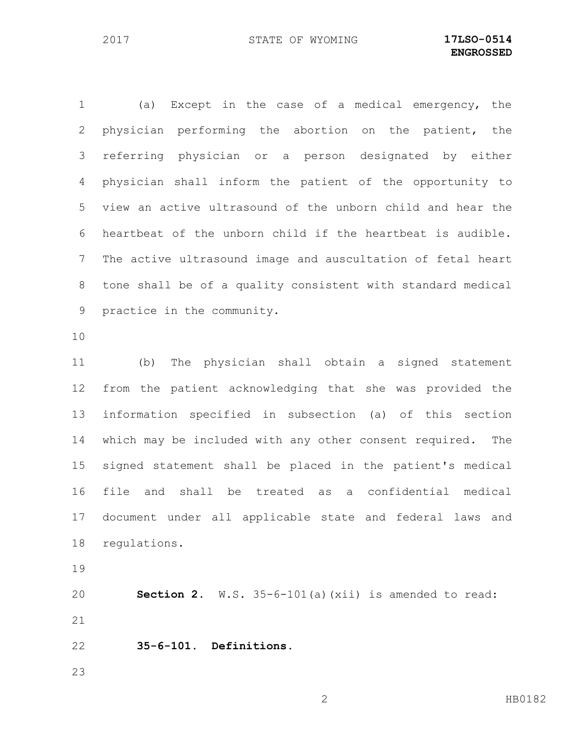(a) Except in the case of a medical emergency, the physician performing the abortion on the patient, the referring physician or a person designated by either physician shall inform the patient of the opportunity to view an active ultrasound of the unborn child and hear the heartbeat of the unborn child if the heartbeat is audible. The active ultrasound image and auscultation of fetal heart tone shall be of a quality consistent with standard medical practice in the community.

(b) The physician shall obtain a signed statement from the patient acknowledging that she was provided the information specified in subsection (a) of this section which may be included with any other consent required. The signed statement shall be placed in the patient's medical file and shall be treated as a confidential medical document under all applicable state and federal laws and regulations.

**Section 2.** W.S. 35-6-101(a)(xii) is amended to read:

**35-6-101. Definitions.**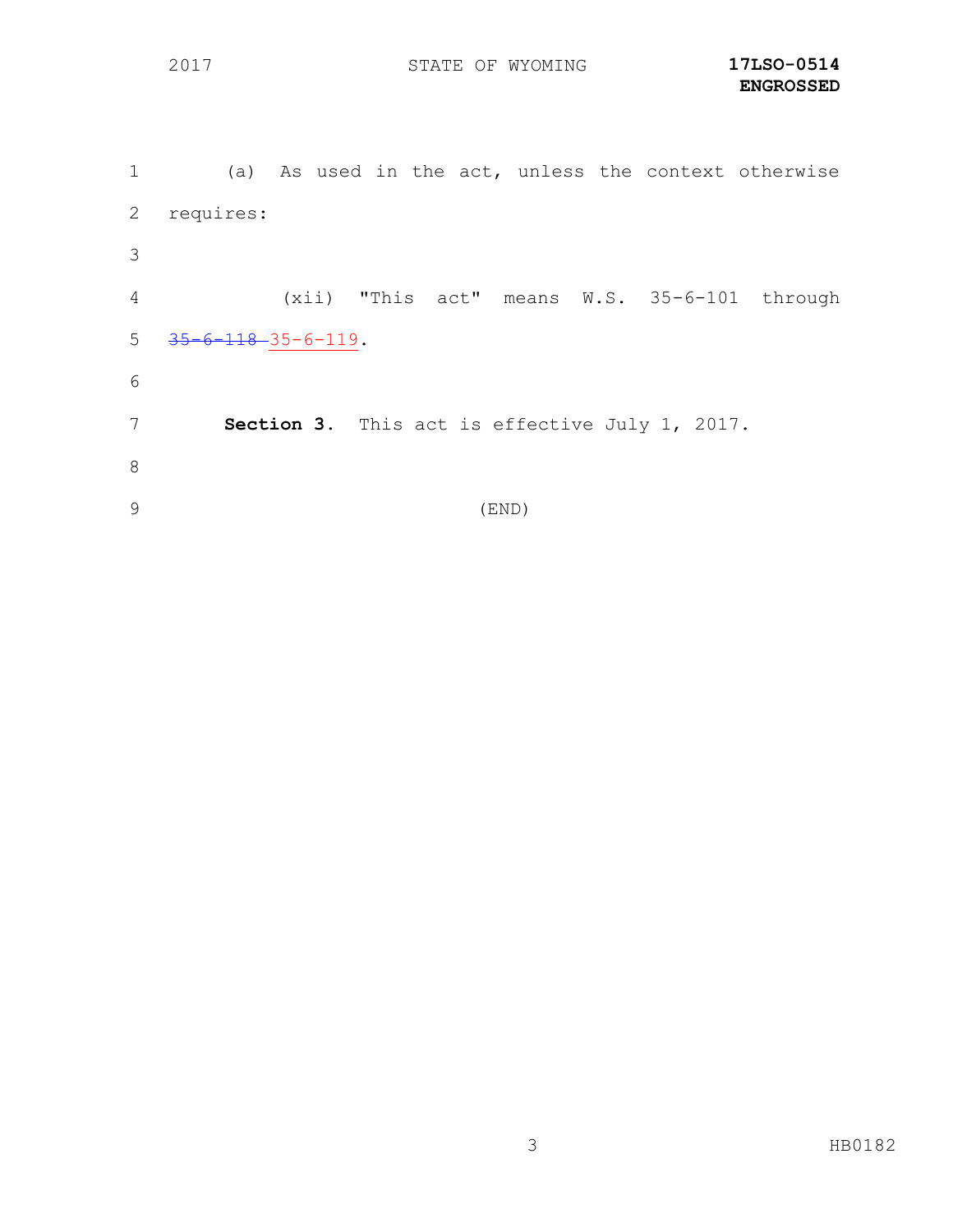(a) As used in the act, unless the context otherwise requires:

(xii) "This act" means W.S. 35-6-101 through ~~35-6-118~~ 35-6-119.

**Section 3.** This act is effective July 1, 2017.

(END)